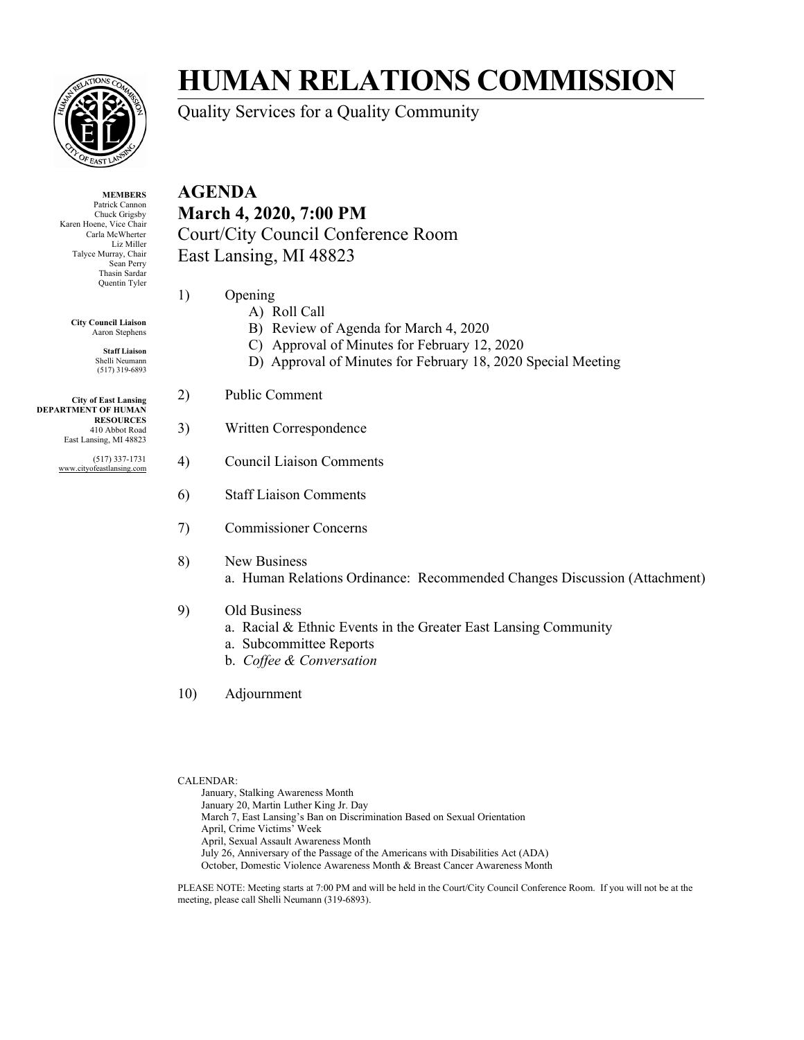# HUMAN RELATIONS COMMISSION

Quality Services for a Quality Community

**MEMBERS**
Patrick Cannon
Chuck Grigsby
Karen Hoene, Vice Chair
Carla McWherter
Liz Miller
Talyce Murray, Chair
Sean Perry
Thasin Sardar
Quentin Tyler

**City Council Liaison**
Aaron Stephens

**Staff Liaison**
Shelli Neumann
(517) 319-6893

**City of East Lansing**
**DEPARTMENT OF HUMAN RESOURCES**
410 Abbot Road
East Lansing, MI 48823

(517) 337-1731
www.cityofeastlansing.com

## AGENDA

**March 4, 2020, 7:00 PM**

Court/City Council Conference Room
East Lansing, MI 48823

1) Opening
   - A) Roll Call
   - B) Review of Agenda for March 4, 2020
   - C) Approval of Minutes for February 12, 2020
   - D) Approval of Minutes for February 18, 2020 Special Meeting

2) Public Comment

3) Written Correspondence

4) Council Liaison Comments

6) Staff Liaison Comments

7) Commissioner Concerns

8) New Business
   - a. Human Relations Ordinance: Recommended Changes Discussion (Attachment)

9) Old Business
   - a. Racial & Ethnic Events in the Greater East Lansing Community
   - a. Subcommittee Reports
   - b. *Coffee & Conversation*

10) Adjournment

CALENDAR:
- January, Stalking Awareness Month
- January 20, Martin Luther King Jr. Day
- March 7, East Lansing's Ban on Discrimination Based on Sexual Orientation
- April, Crime Victims' Week
- April, Sexual Assault Awareness Month
- July 26, Anniversary of the Passage of the Americans with Disabilities Act (ADA)
- October, Domestic Violence Awareness Month & Breast Cancer Awareness Month

PLEASE NOTE: Meeting starts at 7:00 PM and will be held in the Court/City Council Conference Room. If you will not be at the meeting, please call Shelli Neumann (319-6893).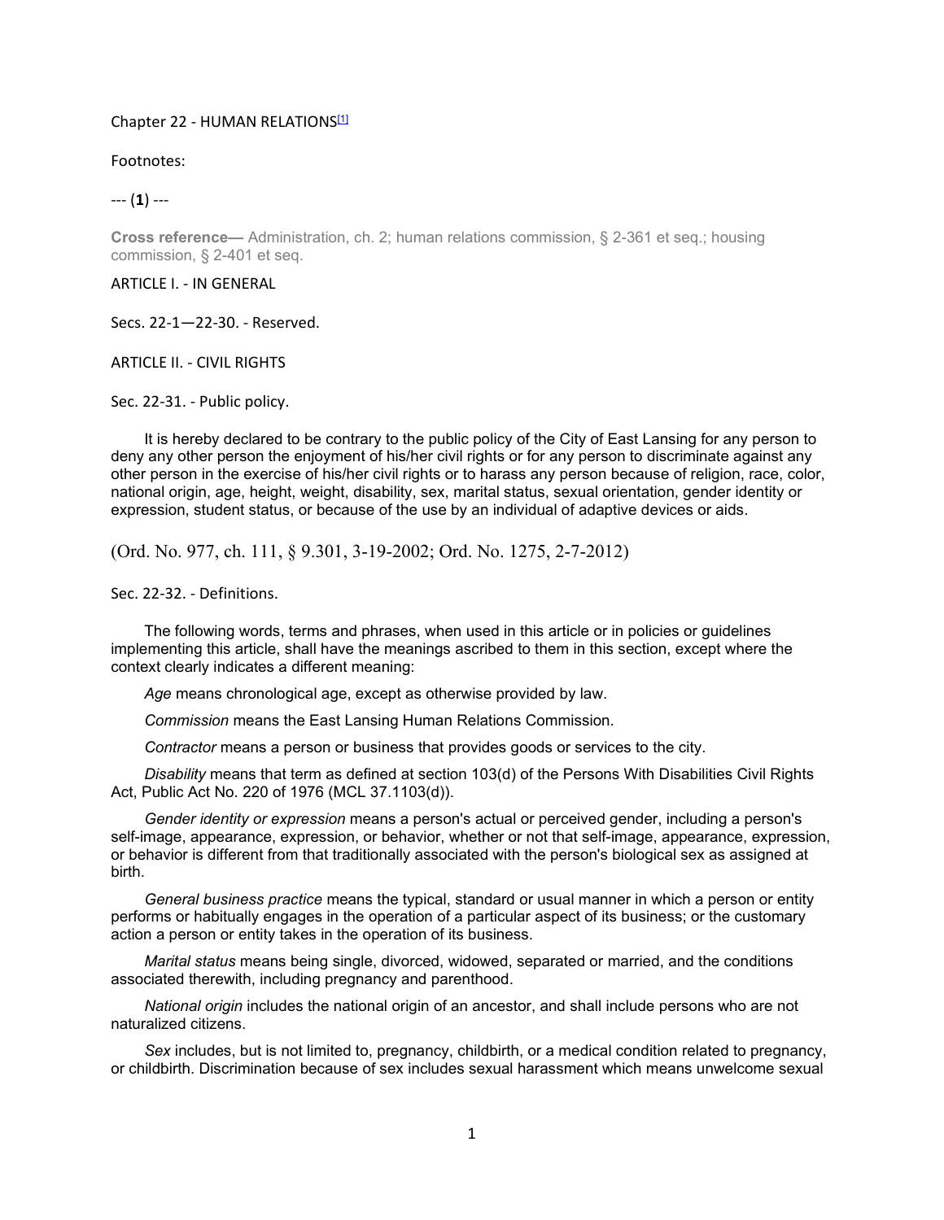# Chapter 22 - HUMAN RELATIONS[1]

Footnotes:

--- (**1**) ---

**Cross reference—** Administration, ch. 2; human relations commission, § 2-361 et seq.; housing commission, § 2-401 et seq.

## ARTICLE I. - IN GENERAL

### Secs. 22-1—22-30. - Reserved.

## ARTICLE II. - CIVIL RIGHTS

### Sec. 22-31. - Public policy.

It is hereby declared to be contrary to the public policy of the City of East Lansing for any person to deny any other person the enjoyment of his/her civil rights or for any person to discriminate against any other person in the exercise of his/her civil rights or to harass any person because of religion, race, color, national origin, age, height, weight, disability, sex, marital status, sexual orientation, gender identity or expression, student status, or because of the use by an individual of adaptive devices or aids.

(Ord. No. 977, ch. 111, § 9.301, 3-19-2002; Ord. No. 1275, 2-7-2012)

### Sec. 22-32. - Definitions.

The following words, terms and phrases, when used in this article or in policies or guidelines implementing this article, shall have the meanings ascribed to them in this section, except where the context clearly indicates a different meaning:

*Age* means chronological age, except as otherwise provided by law.

*Commission* means the East Lansing Human Relations Commission.

*Contractor* means a person or business that provides goods or services to the city.

*Disability* means that term as defined at section 103(d) of the Persons With Disabilities Civil Rights Act, Public Act No. 220 of 1976 (MCL 37.1103(d)).

*Gender identity or expression* means a person's actual or perceived gender, including a person's self-image, appearance, expression, or behavior, whether or not that self-image, appearance, expression, or behavior is different from that traditionally associated with the person's biological sex as assigned at birth.

*General business practice* means the typical, standard or usual manner in which a person or entity performs or habitually engages in the operation of a particular aspect of its business; or the customary action a person or entity takes in the operation of its business.

*Marital status* means being single, divorced, widowed, separated or married, and the conditions associated therewith, including pregnancy and parenthood.

*National origin* includes the national origin of an ancestor, and shall include persons who are not naturalized citizens.

*Sex* includes, but is not limited to, pregnancy, childbirth, or a medical condition related to pregnancy, or childbirth. Discrimination because of sex includes sexual harassment which means unwelcome sexual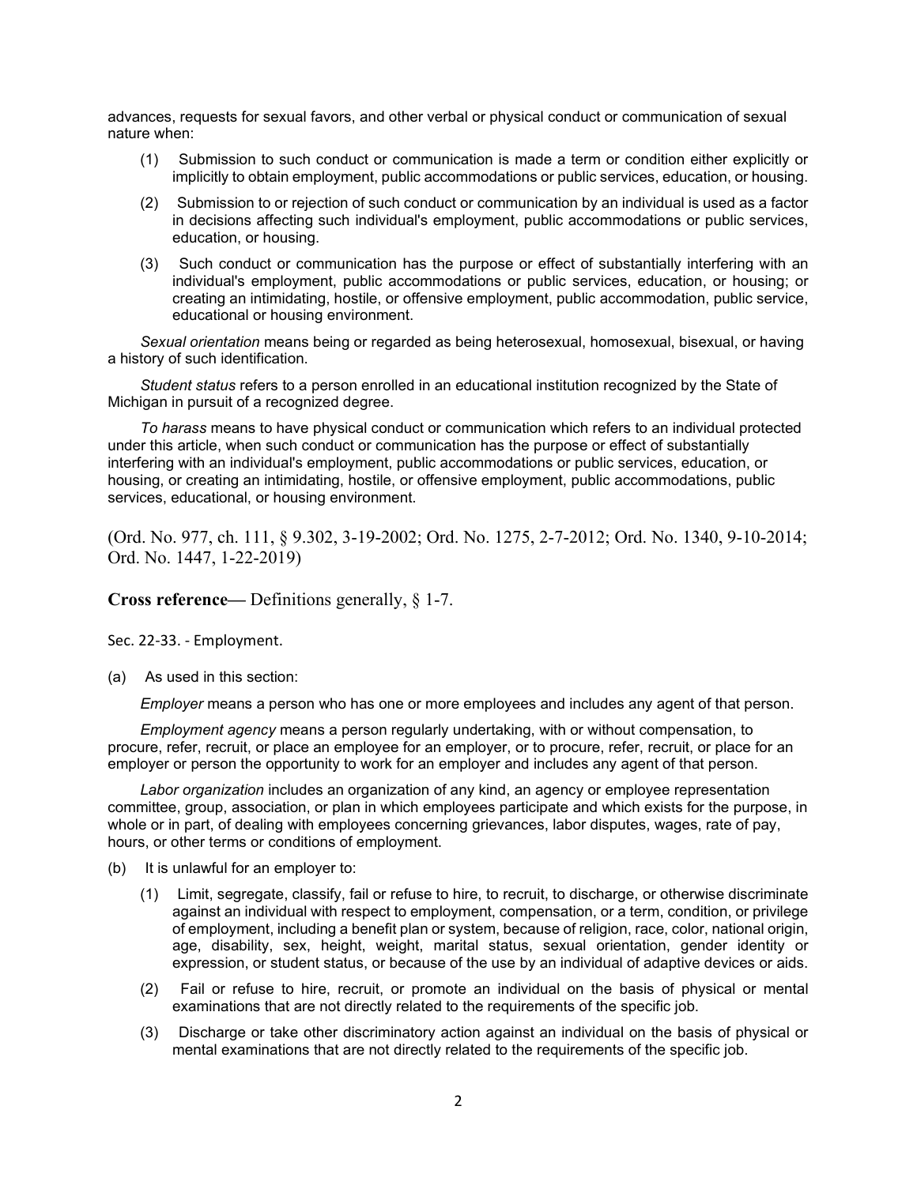advances, requests for sexual favors, and other verbal or physical conduct or communication of sexual nature when:

(1) Submission to such conduct or communication is made a term or condition either explicitly or implicitly to obtain employment, public accommodations or public services, education, or housing.

(2) Submission to or rejection of such conduct or communication by an individual is used as a factor in decisions affecting such individual's employment, public accommodations or public services, education, or housing.

(3) Such conduct or communication has the purpose or effect of substantially interfering with an individual's employment, public accommodations or public services, education, or housing; or creating an intimidating, hostile, or offensive employment, public accommodation, public service, educational or housing environment.

*Sexual orientation* means being or regarded as being heterosexual, homosexual, bisexual, or having a history of such identification.

*Student status* refers to a person enrolled in an educational institution recognized by the State of Michigan in pursuit of a recognized degree.

*To harass* means to have physical conduct or communication which refers to an individual protected under this article, when such conduct or communication has the purpose or effect of substantially interfering with an individual's employment, public accommodations or public services, education, or housing, or creating an intimidating, hostile, or offensive employment, public accommodations, public services, educational, or housing environment.

(Ord. No. 977, ch. 111, § 9.302, 3-19-2002; Ord. No. 1275, 2-7-2012; Ord. No. 1340, 9-10-2014; Ord. No. 1447, 1-22-2019)

**Cross reference—** Definitions generally, § 1-7.

Sec. 22-33. - Employment.

(a) As used in this section:

*Employer* means a person who has one or more employees and includes any agent of that person.

*Employment agency* means a person regularly undertaking, with or without compensation, to procure, refer, recruit, or place an employee for an employer, or to procure, refer, recruit, or place for an employer or person the opportunity to work for an employer and includes any agent of that person.

*Labor organization* includes an organization of any kind, an agency or employee representation committee, group, association, or plan in which employees participate and which exists for the purpose, in whole or in part, of dealing with employees concerning grievances, labor disputes, wages, rate of pay, hours, or other terms or conditions of employment.

(b) It is unlawful for an employer to:

(1) Limit, segregate, classify, fail or refuse to hire, to recruit, to discharge, or otherwise discriminate against an individual with respect to employment, compensation, or a term, condition, or privilege of employment, including a benefit plan or system, because of religion, race, color, national origin, age, disability, sex, height, weight, marital status, sexual orientation, gender identity or expression, or student status, or because of the use by an individual of adaptive devices or aids.

(2) Fail or refuse to hire, recruit, or promote an individual on the basis of physical or mental examinations that are not directly related to the requirements of the specific job.

(3) Discharge or take other discriminatory action against an individual on the basis of physical or mental examinations that are not directly related to the requirements of the specific job.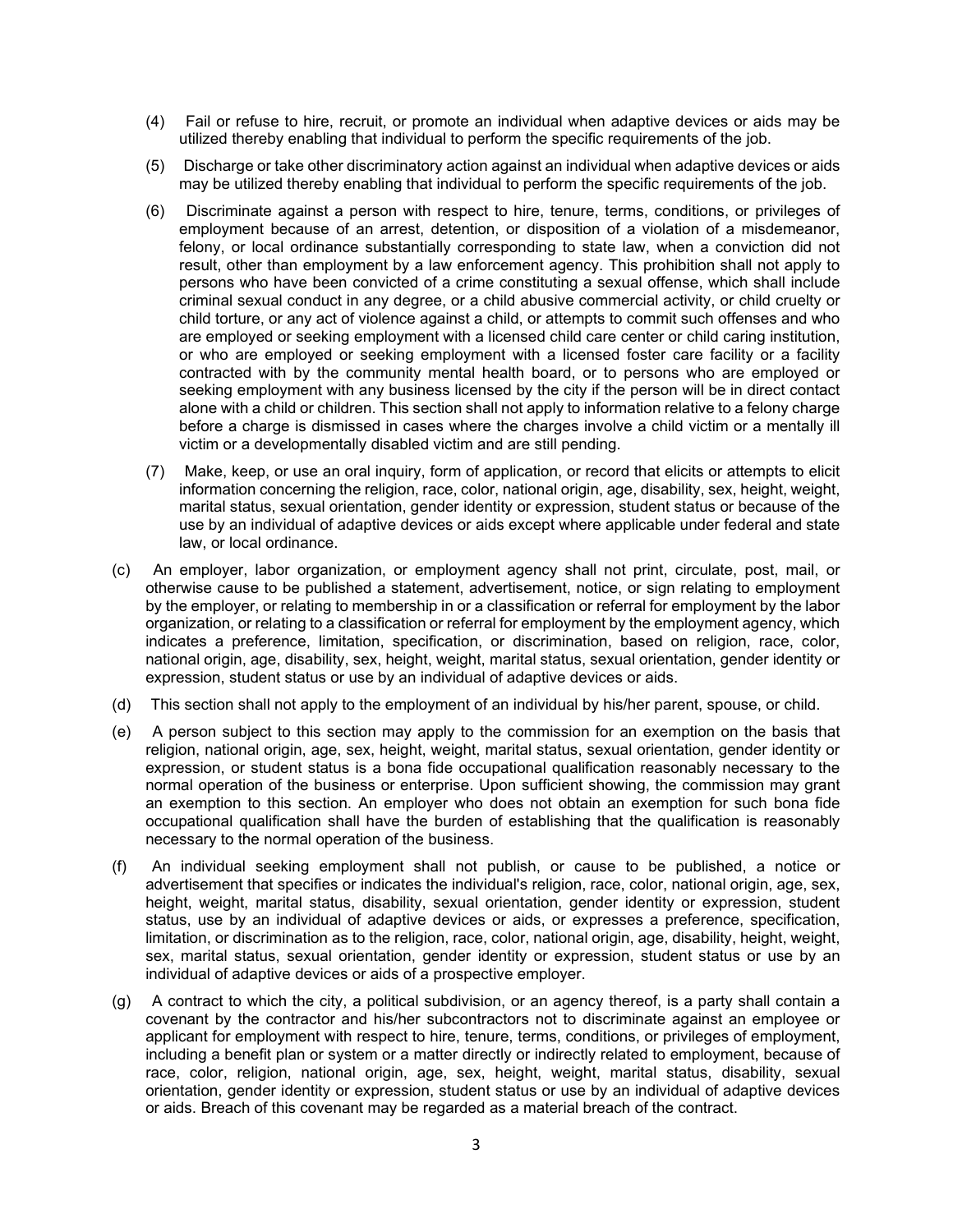(4) Fail or refuse to hire, recruit, or promote an individual when adaptive devices or aids may be utilized thereby enabling that individual to perform the specific requirements of the job.

(5) Discharge or take other discriminatory action against an individual when adaptive devices or aids may be utilized thereby enabling that individual to perform the specific requirements of the job.

(6) Discriminate against a person with respect to hire, tenure, terms, conditions, or privileges of employment because of an arrest, detention, or disposition of a violation of a misdemeanor, felony, or local ordinance substantially corresponding to state law, when a conviction did not result, other than employment by a law enforcement agency. This prohibition shall not apply to persons who have been convicted of a crime constituting a sexual offense, which shall include criminal sexual conduct in any degree, or a child abusive commercial activity, or child cruelty or child torture, or any act of violence against a child, or attempts to commit such offenses and who are employed or seeking employment with a licensed child care center or child caring institution, or who are employed or seeking employment with a licensed foster care facility or a facility contracted with by the community mental health board, or to persons who are employed or seeking employment with any business licensed by the city if the person will be in direct contact alone with a child or children. This section shall not apply to information relative to a felony charge before a charge is dismissed in cases where the charges involve a child victim or a mentally ill victim or a developmentally disabled victim and are still pending.

(7) Make, keep, or use an oral inquiry, form of application, or record that elicits or attempts to elicit information concerning the religion, race, color, national origin, age, disability, sex, height, weight, marital status, sexual orientation, gender identity or expression, student status or because of the use by an individual of adaptive devices or aids except where applicable under federal and state law, or local ordinance.

(c) An employer, labor organization, or employment agency shall not print, circulate, post, mail, or otherwise cause to be published a statement, advertisement, notice, or sign relating to employment by the employer, or relating to membership in or a classification or referral for employment by the labor organization, or relating to a classification or referral for employment by the employment agency, which indicates a preference, limitation, specification, or discrimination, based on religion, race, color, national origin, age, disability, sex, height, weight, marital status, sexual orientation, gender identity or expression, student status or use by an individual of adaptive devices or aids.

(d) This section shall not apply to the employment of an individual by his/her parent, spouse, or child.

(e) A person subject to this section may apply to the commission for an exemption on the basis that religion, national origin, age, sex, height, weight, marital status, sexual orientation, gender identity or expression, or student status is a bona fide occupational qualification reasonably necessary to the normal operation of the business or enterprise. Upon sufficient showing, the commission may grant an exemption to this section. An employer who does not obtain an exemption for such bona fide occupational qualification shall have the burden of establishing that the qualification is reasonably necessary to the normal operation of the business.

(f) An individual seeking employment shall not publish, or cause to be published, a notice or advertisement that specifies or indicates the individual's religion, race, color, national origin, age, sex, height, weight, marital status, disability, sexual orientation, gender identity or expression, student status, use by an individual of adaptive devices or aids, or expresses a preference, specification, limitation, or discrimination as to the religion, race, color, national origin, age, disability, height, weight, sex, marital status, sexual orientation, gender identity or expression, student status or use by an individual of adaptive devices or aids of a prospective employer.

(g) A contract to which the city, a political subdivision, or an agency thereof, is a party shall contain a covenant by the contractor and his/her subcontractors not to discriminate against an employee or applicant for employment with respect to hire, tenure, terms, conditions, or privileges of employment, including a benefit plan or system or a matter directly or indirectly related to employment, because of race, color, religion, national origin, age, sex, height, weight, marital status, disability, sexual orientation, gender identity or expression, student status or use by an individual of adaptive devices or aids. Breach of this covenant may be regarded as a material breach of the contract.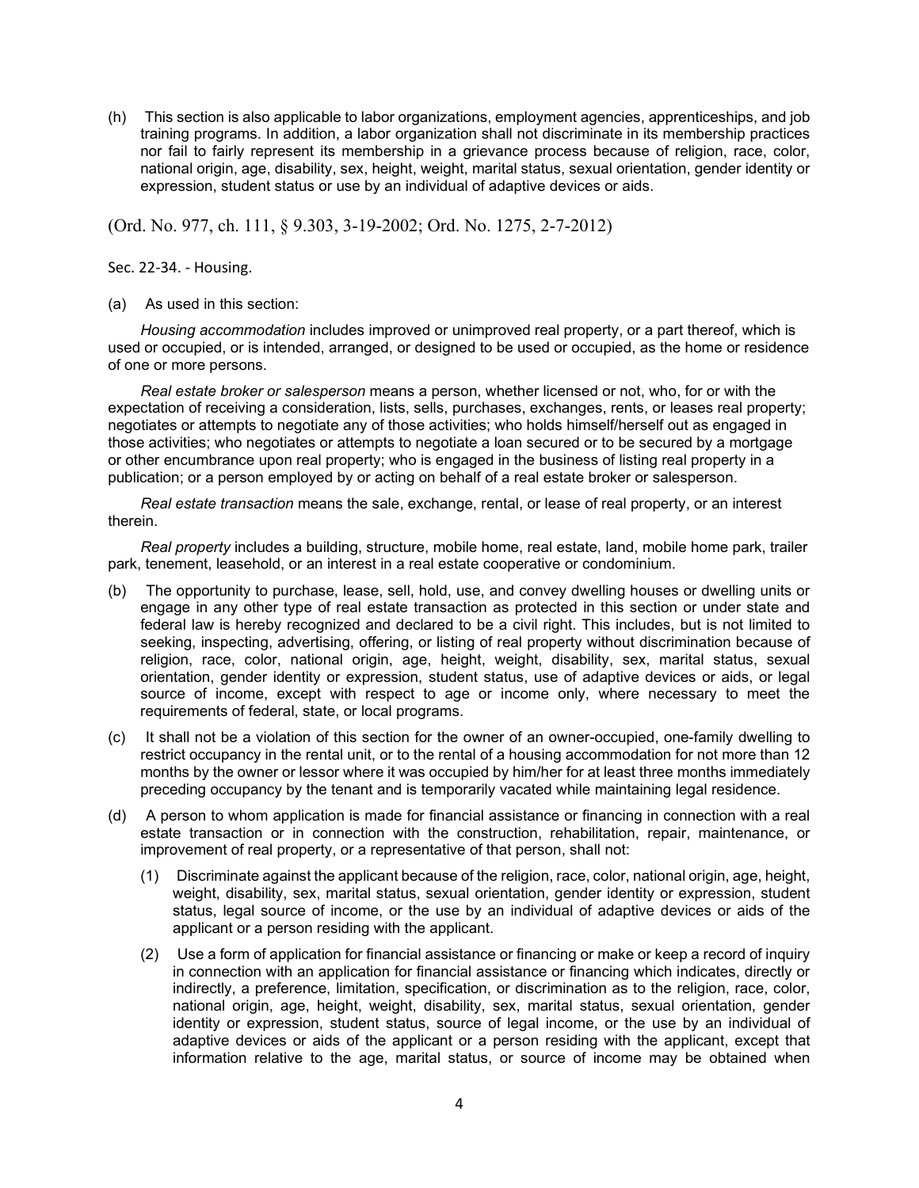(h) This section is also applicable to labor organizations, employment agencies, apprenticeships, and job training programs. In addition, a labor organization shall not discriminate in its membership practices nor fail to fairly represent its membership in a grievance process because of religion, race, color, national origin, age, disability, sex, height, weight, marital status, sexual orientation, gender identity or expression, student status or use by an individual of adaptive devices or aids.

(Ord. No. 977, ch. 111, § 9.303, 3-19-2002; Ord. No. 1275, 2-7-2012)

Sec. 22-34. - Housing.

(a) As used in this section:

*Housing accommodation* includes improved or unimproved real property, or a part thereof, which is used or occupied, or is intended, arranged, or designed to be used or occupied, as the home or residence of one or more persons.

*Real estate broker or salesperson* means a person, whether licensed or not, who, for or with the expectation of receiving a consideration, lists, sells, purchases, exchanges, rents, or leases real property; negotiates or attempts to negotiate any of those activities; who holds himself/herself out as engaged in those activities; who negotiates or attempts to negotiate a loan secured or to be secured by a mortgage or other encumbrance upon real property; who is engaged in the business of listing real property in a publication; or a person employed by or acting on behalf of a real estate broker or salesperson.

*Real estate transaction* means the sale, exchange, rental, or lease of real property, or an interest therein.

*Real property* includes a building, structure, mobile home, real estate, land, mobile home park, trailer park, tenement, leasehold, or an interest in a real estate cooperative or condominium.

(b) The opportunity to purchase, lease, sell, hold, use, and convey dwelling houses or dwelling units or engage in any other type of real estate transaction as protected in this section or under state and federal law is hereby recognized and declared to be a civil right. This includes, but is not limited to seeking, inspecting, advertising, offering, or listing of real property without discrimination because of religion, race, color, national origin, age, height, weight, disability, sex, marital status, sexual orientation, gender identity or expression, student status, use of adaptive devices or aids, or legal source of income, except with respect to age or income only, where necessary to meet the requirements of federal, state, or local programs.

(c) It shall not be a violation of this section for the owner of an owner-occupied, one-family dwelling to restrict occupancy in the rental unit, or to the rental of a housing accommodation for not more than 12 months by the owner or lessor where it was occupied by him/her for at least three months immediately preceding occupancy by the tenant and is temporarily vacated while maintaining legal residence.

(d) A person to whom application is made for financial assistance or financing in connection with a real estate transaction or in connection with the construction, rehabilitation, repair, maintenance, or improvement of real property, or a representative of that person, shall not:

   (1) Discriminate against the applicant because of the religion, race, color, national origin, age, height, weight, disability, sex, marital status, sexual orientation, gender identity or expression, student status, legal source of income, or the use by an individual of adaptive devices or aids of the applicant or a person residing with the applicant.

   (2) Use a form of application for financial assistance or financing or make or keep a record of inquiry in connection with an application for financial assistance or financing which indicates, directly or indirectly, a preference, limitation, specification, or discrimination as to the religion, race, color, national origin, age, height, weight, disability, sex, marital status, sexual orientation, gender identity or expression, student status, source of legal income, or the use by an individual of adaptive devices or aids of the applicant or a person residing with the applicant, except that information relative to the age, marital status, or source of income may be obtained when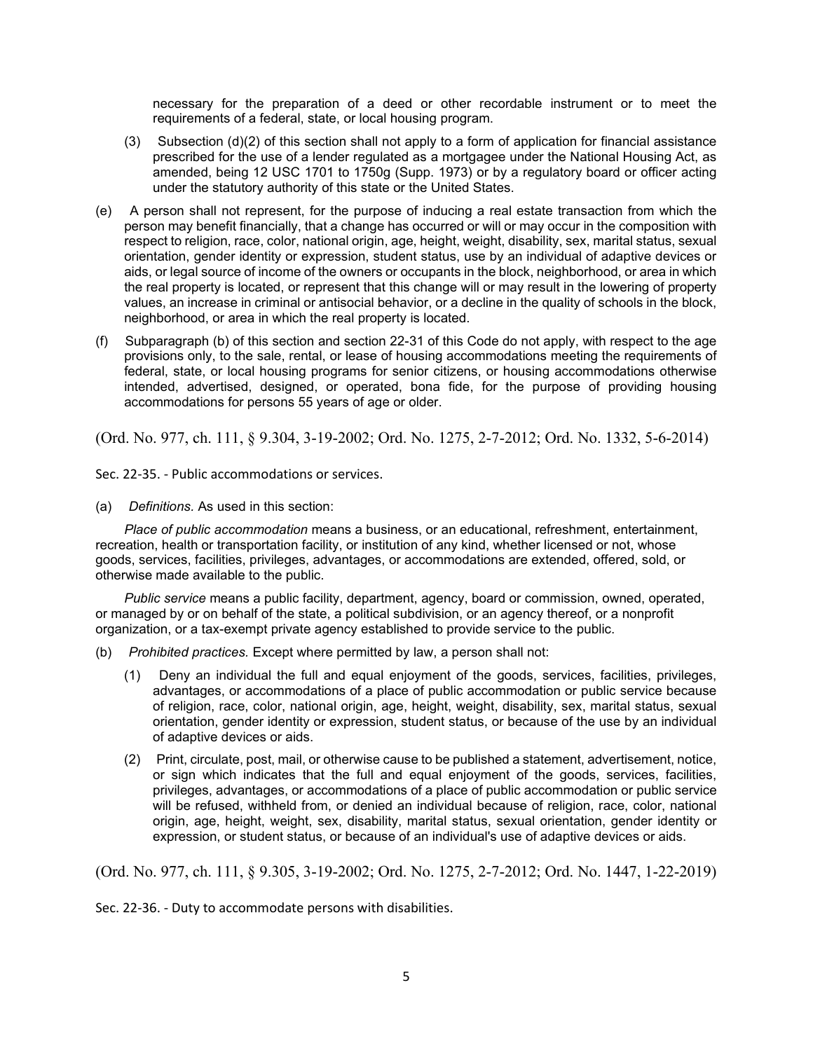necessary for the preparation of a deed or other recordable instrument or to meet the requirements of a federal, state, or local housing program.

(3) Subsection (d)(2) of this section shall not apply to a form of application for financial assistance prescribed for the use of a lender regulated as a mortgagee under the National Housing Act, as amended, being 12 USC 1701 to 1750g (Supp. 1973) or by a regulatory board or officer acting under the statutory authority of this state or the United States.

(e) A person shall not represent, for the purpose of inducing a real estate transaction from which the person may benefit financially, that a change has occurred or will or may occur in the composition with respect to religion, race, color, national origin, age, height, weight, disability, sex, marital status, sexual orientation, gender identity or expression, student status, use by an individual of adaptive devices or aids, or legal source of income of the owners or occupants in the block, neighborhood, or area in which the real property is located, or represent that this change will or may result in the lowering of property values, an increase in criminal or antisocial behavior, or a decline in the quality of schools in the block, neighborhood, or area in which the real property is located.

(f) Subparagraph (b) of this section and section 22-31 of this Code do not apply, with respect to the age provisions only, to the sale, rental, or lease of housing accommodations meeting the requirements of federal, state, or local housing programs for senior citizens, or housing accommodations otherwise intended, advertised, designed, or operated, bona fide, for the purpose of providing housing accommodations for persons 55 years of age or older.

(Ord. No. 977, ch. 111, § 9.304, 3-19-2002; Ord. No. 1275, 2-7-2012; Ord. No. 1332, 5-6-2014)

Sec. 22-35. - Public accommodations or services.

(a) *Definitions.* As used in this section:

*Place of public accommodation* means a business, or an educational, refreshment, entertainment, recreation, health or transportation facility, or institution of any kind, whether licensed or not, whose goods, services, facilities, privileges, advantages, or accommodations are extended, offered, sold, or otherwise made available to the public.

*Public service* means a public facility, department, agency, board or commission, owned, operated, or managed by or on behalf of the state, a political subdivision, or an agency thereof, or a nonprofit organization, or a tax-exempt private agency established to provide service to the public.

(b) *Prohibited practices.* Except where permitted by law, a person shall not:

(1) Deny an individual the full and equal enjoyment of the goods, services, facilities, privileges, advantages, or accommodations of a place of public accommodation or public service because of religion, race, color, national origin, age, height, weight, disability, sex, marital status, sexual orientation, gender identity or expression, student status, or because of the use by an individual of adaptive devices or aids.

(2) Print, circulate, post, mail, or otherwise cause to be published a statement, advertisement, notice, or sign which indicates that the full and equal enjoyment of the goods, services, facilities, privileges, advantages, or accommodations of a place of public accommodation or public service will be refused, withheld from, or denied an individual because of religion, race, color, national origin, age, height, weight, sex, disability, marital status, sexual orientation, gender identity or expression, or student status, or because of an individual's use of adaptive devices or aids.

(Ord. No. 977, ch. 111, § 9.305, 3-19-2002; Ord. No. 1275, 2-7-2012; Ord. No. 1447, 1-22-2019)

Sec. 22-36. - Duty to accommodate persons with disabilities.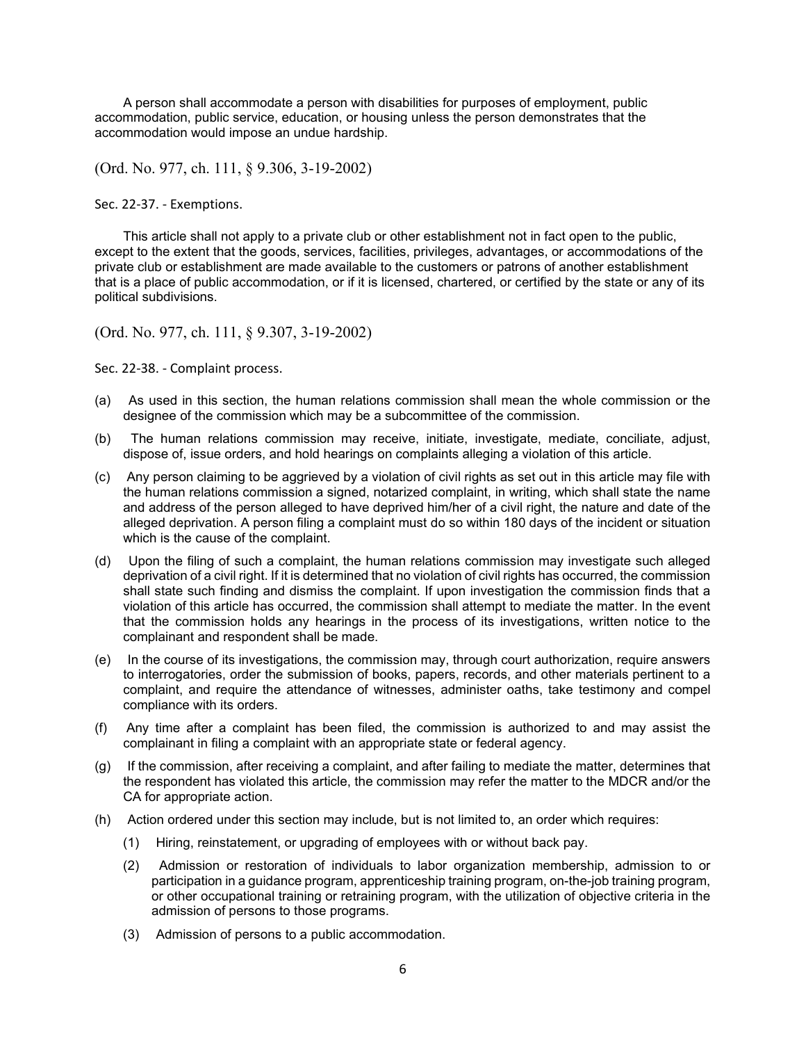A person shall accommodate a person with disabilities for purposes of employment, public accommodation, public service, education, or housing unless the person demonstrates that the accommodation would impose an undue hardship.

(Ord. No. 977, ch. 111, § 9.306, 3-19-2002)

Sec. 22-37. - Exemptions.

This article shall not apply to a private club or other establishment not in fact open to the public, except to the extent that the goods, services, facilities, privileges, advantages, or accommodations of the private club or establishment are made available to the customers or patrons of another establishment that is a place of public accommodation, or if it is licensed, chartered, or certified by the state or any of its political subdivisions.

(Ord. No. 977, ch. 111, § 9.307, 3-19-2002)

Sec. 22-38. - Complaint process.

(a) As used in this section, the human relations commission shall mean the whole commission or the designee of the commission which may be a subcommittee of the commission.

(b) The human relations commission may receive, initiate, investigate, mediate, conciliate, adjust, dispose of, issue orders, and hold hearings on complaints alleging a violation of this article.

(c) Any person claiming to be aggrieved by a violation of civil rights as set out in this article may file with the human relations commission a signed, notarized complaint, in writing, which shall state the name and address of the person alleged to have deprived him/her of a civil right, the nature and date of the alleged deprivation. A person filing a complaint must do so within 180 days of the incident or situation which is the cause of the complaint.

(d) Upon the filing of such a complaint, the human relations commission may investigate such alleged deprivation of a civil right. If it is determined that no violation of civil rights has occurred, the commission shall state such finding and dismiss the complaint. If upon investigation the commission finds that a violation of this article has occurred, the commission shall attempt to mediate the matter. In the event that the commission holds any hearings in the process of its investigations, written notice to the complainant and respondent shall be made.

(e) In the course of its investigations, the commission may, through court authorization, require answers to interrogatories, order the submission of books, papers, records, and other materials pertinent to a complaint, and require the attendance of witnesses, administer oaths, take testimony and compel compliance with its orders.

(f) Any time after a complaint has been filed, the commission is authorized to and may assist the complainant in filing a complaint with an appropriate state or federal agency.

(g) If the commission, after receiving a complaint, and after failing to mediate the matter, determines that the respondent has violated this article, the commission may refer the matter to the MDCR and/or the CA for appropriate action.

(h) Action ordered under this section may include, but is not limited to, an order which requires:

   (1) Hiring, reinstatement, or upgrading of employees with or without back pay.

   (2) Admission or restoration of individuals to labor organization membership, admission to or participation in a guidance program, apprenticeship training program, on-the-job training program, or other occupational training or retraining program, with the utilization of objective criteria in the admission of persons to those programs.

   (3) Admission of persons to a public accommodation.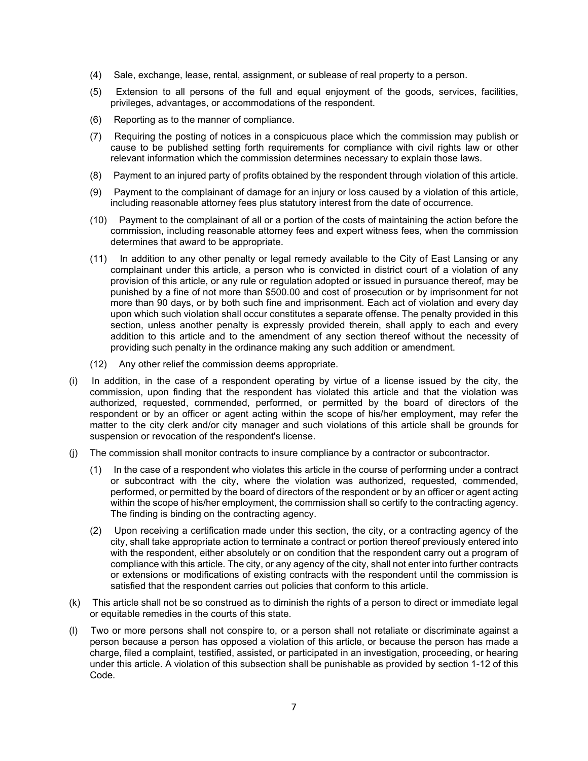(4) Sale, exchange, lease, rental, assignment, or sublease of real property to a person.

(5) Extension to all persons of the full and equal enjoyment of the goods, services, facilities, privileges, advantages, or accommodations of the respondent.

(6) Reporting as to the manner of compliance.

(7) Requiring the posting of notices in a conspicuous place which the commission may publish or cause to be published setting forth requirements for compliance with civil rights law or other relevant information which the commission determines necessary to explain those laws.

(8) Payment to an injured party of profits obtained by the respondent through violation of this article.

(9) Payment to the complainant of damage for an injury or loss caused by a violation of this article, including reasonable attorney fees plus statutory interest from the date of occurrence.

(10) Payment to the complainant of all or a portion of the costs of maintaining the action before the commission, including reasonable attorney fees and expert witness fees, when the commission determines that award to be appropriate.

(11) In addition to any other penalty or legal remedy available to the City of East Lansing or any complainant under this article, a person who is convicted in district court of a violation of any provision of this article, or any rule or regulation adopted or issued in pursuance thereof, may be punished by a fine of not more than $500.00 and cost of prosecution or by imprisonment for not more than 90 days, or by both such fine and imprisonment. Each act of violation and every day upon which such violation shall occur constitutes a separate offense. The penalty provided in this section, unless another penalty is expressly provided therein, shall apply to each and every addition to this article and to the amendment of any section thereof without the necessity of providing such penalty in the ordinance making any such addition or amendment.

(12) Any other relief the commission deems appropriate.

(i) In addition, in the case of a respondent operating by virtue of a license issued by the city, the commission, upon finding that the respondent has violated this article and that the violation was authorized, requested, commended, performed, or permitted by the board of directors of the respondent or by an officer or agent acting within the scope of his/her employment, may refer the matter to the city clerk and/or city manager and such violations of this article shall be grounds for suspension or revocation of the respondent's license.

(j) The commission shall monitor contracts to insure compliance by a contractor or subcontractor.

(1) In the case of a respondent who violates this article in the course of performing under a contract or subcontract with the city, where the violation was authorized, requested, commended, performed, or permitted by the board of directors of the respondent or by an officer or agent acting within the scope of his/her employment, the commission shall so certify to the contracting agency. The finding is binding on the contracting agency.

(2) Upon receiving a certification made under this section, the city, or a contracting agency of the city, shall take appropriate action to terminate a contract or portion thereof previously entered into with the respondent, either absolutely or on condition that the respondent carry out a program of compliance with this article. The city, or any agency of the city, shall not enter into further contracts or extensions or modifications of existing contracts with the respondent until the commission is satisfied that the respondent carries out policies that conform to this article.

(k) This article shall not be so construed as to diminish the rights of a person to direct or immediate legal or equitable remedies in the courts of this state.

(l) Two or more persons shall not conspire to, or a person shall not retaliate or discriminate against a person because a person has opposed a violation of this article, or because the person has made a charge, filed a complaint, testified, assisted, or participated in an investigation, proceeding, or hearing under this article. A violation of this subsection shall be punishable as provided by section 1-12 of this Code.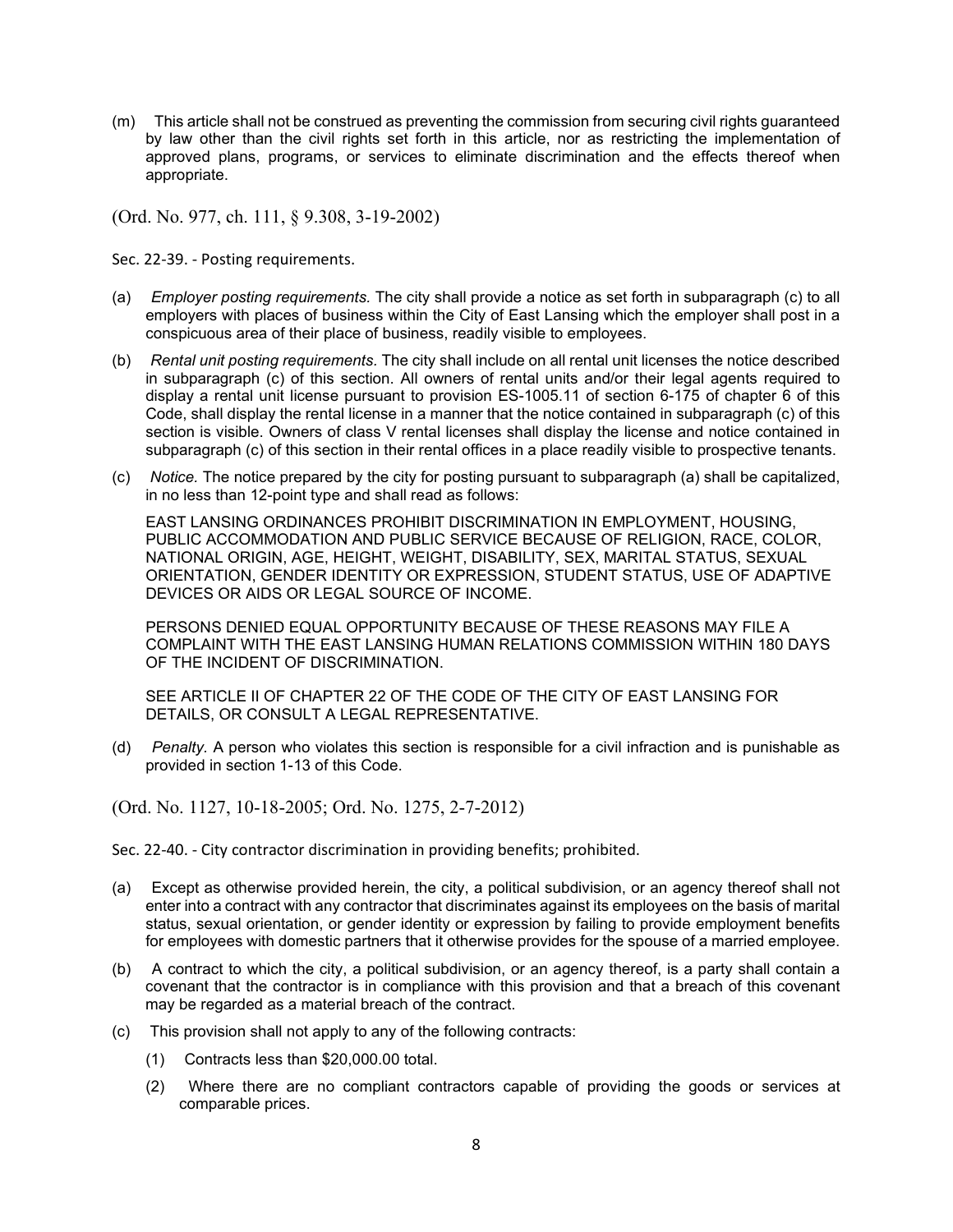(m) This article shall not be construed as preventing the commission from securing civil rights guaranteed by law other than the civil rights set forth in this article, nor as restricting the implementation of approved plans, programs, or services to eliminate discrimination and the effects thereof when appropriate.

(Ord. No. 977, ch. 111, § 9.308, 3-19-2002)

Sec. 22-39. - Posting requirements.

(a) *Employer posting requirements.* The city shall provide a notice as set forth in subparagraph (c) to all employers with places of business within the City of East Lansing which the employer shall post in a conspicuous area of their place of business, readily visible to employees.

(b) *Rental unit posting requirements.* The city shall include on all rental unit licenses the notice described in subparagraph (c) of this section. All owners of rental units and/or their legal agents required to display a rental unit license pursuant to provision ES-1005.11 of section 6-175 of chapter 6 of this Code, shall display the rental license in a manner that the notice contained in subparagraph (c) of this section is visible. Owners of class V rental licenses shall display the license and notice contained in subparagraph (c) of this section in their rental offices in a place readily visible to prospective tenants.

(c) *Notice.* The notice prepared by the city for posting pursuant to subparagraph (a) shall be capitalized, in no less than 12-point type and shall read as follows:

EAST LANSING ORDINANCES PROHIBIT DISCRIMINATION IN EMPLOYMENT, HOUSING, PUBLIC ACCOMMODATION AND PUBLIC SERVICE BECAUSE OF RELIGION, RACE, COLOR, NATIONAL ORIGIN, AGE, HEIGHT, WEIGHT, DISABILITY, SEX, MARITAL STATUS, SEXUAL ORIENTATION, GENDER IDENTITY OR EXPRESSION, STUDENT STATUS, USE OF ADAPTIVE DEVICES OR AIDS OR LEGAL SOURCE OF INCOME.

PERSONS DENIED EQUAL OPPORTUNITY BECAUSE OF THESE REASONS MAY FILE A COMPLAINT WITH THE EAST LANSING HUMAN RELATIONS COMMISSION WITHIN 180 DAYS OF THE INCIDENT OF DISCRIMINATION.

SEE ARTICLE II OF CHAPTER 22 OF THE CODE OF THE CITY OF EAST LANSING FOR DETAILS, OR CONSULT A LEGAL REPRESENTATIVE.

(d) *Penalty.* A person who violates this section is responsible for a civil infraction and is punishable as provided in section 1-13 of this Code.

(Ord. No. 1127, 10-18-2005; Ord. No. 1275, 2-7-2012)

Sec. 22-40. - City contractor discrimination in providing benefits; prohibited.

(a) Except as otherwise provided herein, the city, a political subdivision, or an agency thereof shall not enter into a contract with any contractor that discriminates against its employees on the basis of marital status, sexual orientation, or gender identity or expression by failing to provide employment benefits for employees with domestic partners that it otherwise provides for the spouse of a married employee.

(b) A contract to which the city, a political subdivision, or an agency thereof, is a party shall contain a covenant that the contractor is in compliance with this provision and that a breach of this covenant may be regarded as a material breach of the contract.

(c) This provision shall not apply to any of the following contracts:

   (1) Contracts less than $20,000.00 total.

   (2) Where there are no compliant contractors capable of providing the goods or services at comparable prices.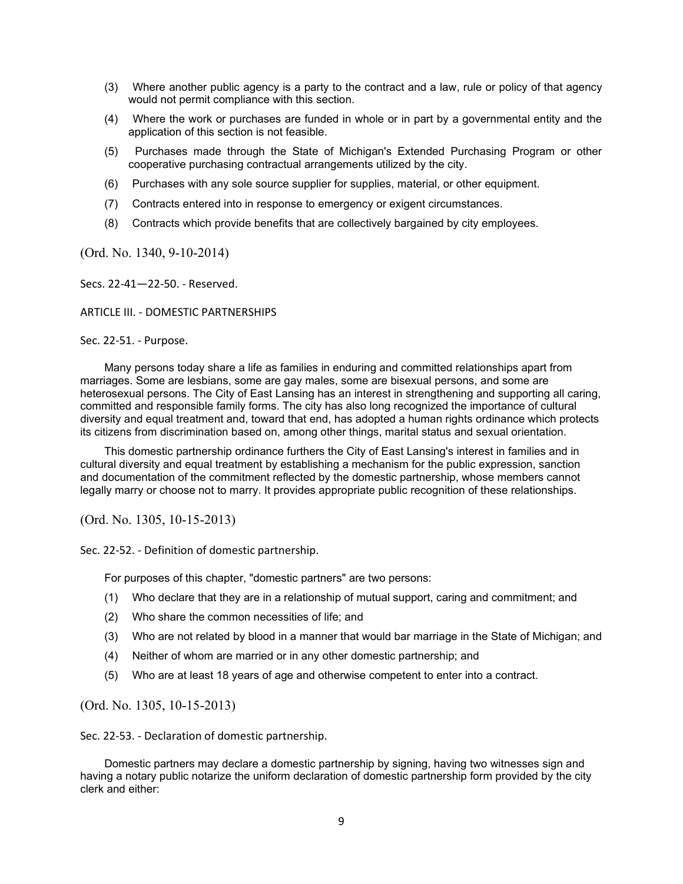(3) Where another public agency is a party to the contract and a law, rule or policy of that agency would not permit compliance with this section.

(4) Where the work or purchases are funded in whole or in part by a governmental entity and the application of this section is not feasible.

(5) Purchases made through the State of Michigan's Extended Purchasing Program or other cooperative purchasing contractual arrangements utilized by the city.

(6) Purchases with any sole source supplier for supplies, material, or other equipment.

(7) Contracts entered into in response to emergency or exigent circumstances.

(8) Contracts which provide benefits that are collectively bargained by city employees.

(Ord. No. 1340, 9-10-2014)

Secs. 22-41—22-50. - Reserved.

## ARTICLE III. - DOMESTIC PARTNERSHIPS

### Sec. 22-51. - Purpose.

Many persons today share a life as families in enduring and committed relationships apart from marriages. Some are lesbians, some are gay males, some are bisexual persons, and some are heterosexual persons. The City of East Lansing has an interest in strengthening and supporting all caring, committed and responsible family forms. The city has also long recognized the importance of cultural diversity and equal treatment and, toward that end, has adopted a human rights ordinance which protects its citizens from discrimination based on, among other things, marital status and sexual orientation.

This domestic partnership ordinance furthers the City of East Lansing's interest in families and in cultural diversity and equal treatment by establishing a mechanism for the public expression, sanction and documentation of the commitment reflected by the domestic partnership, whose members cannot legally marry or choose not to marry. It provides appropriate public recognition of these relationships.

(Ord. No. 1305, 10-15-2013)

### Sec. 22-52. - Definition of domestic partnership.

For purposes of this chapter, "domestic partners" are two persons:

(1) Who declare that they are in a relationship of mutual support, caring and commitment; and

(2) Who share the common necessities of life; and

(3) Who are not related by blood in a manner that would bar marriage in the State of Michigan; and

(4) Neither of whom are married or in any other domestic partnership; and

(5) Who are at least 18 years of age and otherwise competent to enter into a contract.

(Ord. No. 1305, 10-15-2013)

### Sec. 22-53. - Declaration of domestic partnership.

Domestic partners may declare a domestic partnership by signing, having two witnesses sign and having a notary public notarize the uniform declaration of domestic partnership form provided by the city clerk and either: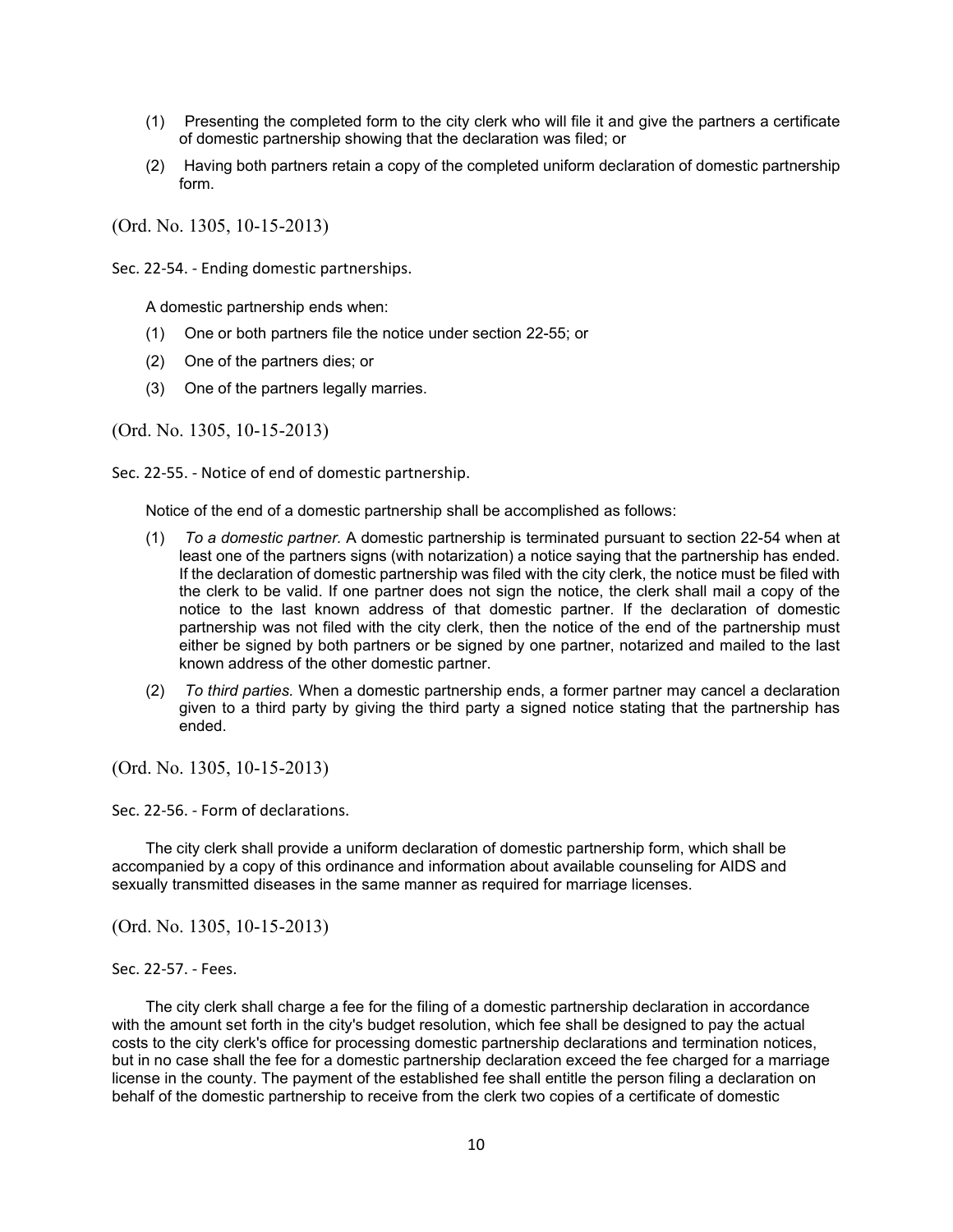(1) Presenting the completed form to the city clerk who will file it and give the partners a certificate of domestic partnership showing that the declaration was filed; or

(2) Having both partners retain a copy of the completed uniform declaration of domestic partnership form.

(Ord. No. 1305, 10-15-2013)

Sec. 22-54. - Ending domestic partnerships.

A domestic partnership ends when:

(1) One or both partners file the notice under section 22-55; or

(2) One of the partners dies; or

(3) One of the partners legally marries.

(Ord. No. 1305, 10-15-2013)

Sec. 22-55. - Notice of end of domestic partnership.

Notice of the end of a domestic partnership shall be accomplished as follows:

(1) *To a domestic partner.* A domestic partnership is terminated pursuant to section 22-54 when at least one of the partners signs (with notarization) a notice saying that the partnership has ended. If the declaration of domestic partnership was filed with the city clerk, the notice must be filed with the clerk to be valid. If one partner does not sign the notice, the clerk shall mail a copy of the notice to the last known address of that domestic partner. If the declaration of domestic partnership was not filed with the city clerk, then the notice of the end of the partnership must either be signed by both partners or be signed by one partner, notarized and mailed to the last known address of the other domestic partner.

(2) *To third parties.* When a domestic partnership ends, a former partner may cancel a declaration given to a third party by giving the third party a signed notice stating that the partnership has ended.

(Ord. No. 1305, 10-15-2013)

Sec. 22-56. - Form of declarations.

The city clerk shall provide a uniform declaration of domestic partnership form, which shall be accompanied by a copy of this ordinance and information about available counseling for AIDS and sexually transmitted diseases in the same manner as required for marriage licenses.

(Ord. No. 1305, 10-15-2013)

Sec. 22-57. - Fees.

The city clerk shall charge a fee for the filing of a domestic partnership declaration in accordance with the amount set forth in the city's budget resolution, which fee shall be designed to pay the actual costs to the city clerk's office for processing domestic partnership declarations and termination notices, but in no case shall the fee for a domestic partnership declaration exceed the fee charged for a marriage license in the county. The payment of the established fee shall entitle the person filing a declaration on behalf of the domestic partnership to receive from the clerk two copies of a certificate of domestic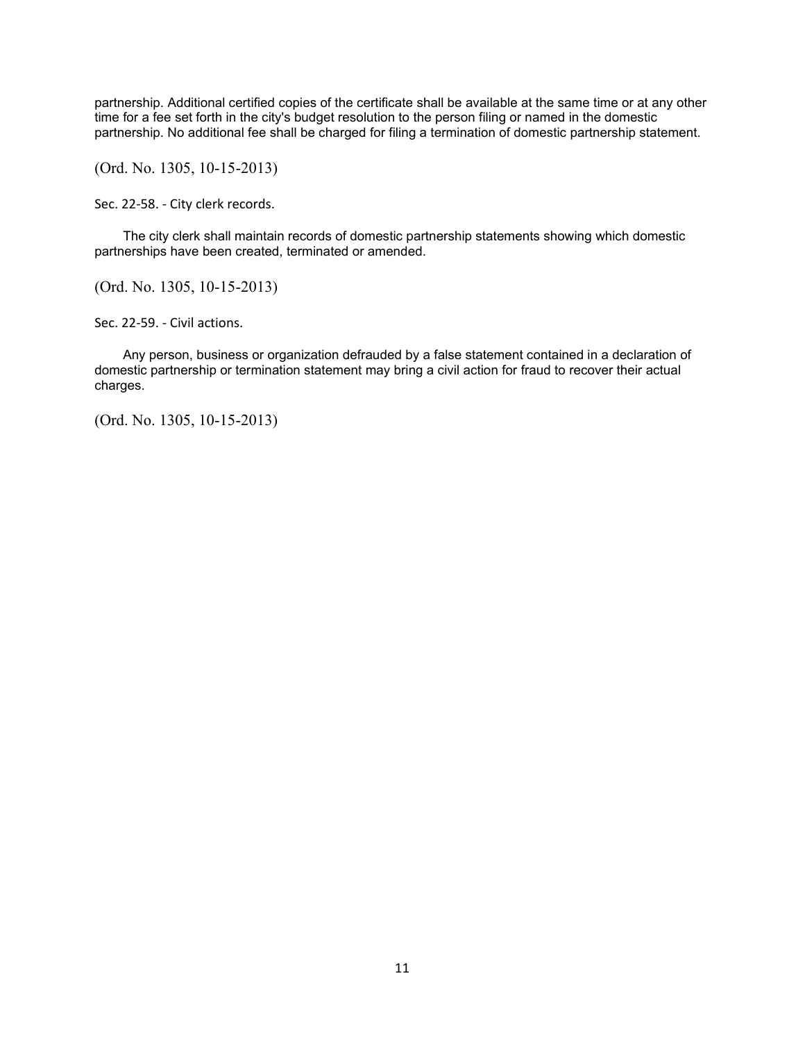partnership. Additional certified copies of the certificate shall be available at the same time or at any other time for a fee set forth in the city's budget resolution to the person filing or named in the domestic partnership. No additional fee shall be charged for filing a termination of domestic partnership statement.

(Ord. No. 1305, 10-15-2013)

Sec. 22-58. - City clerk records.

The city clerk shall maintain records of domestic partnership statements showing which domestic partnerships have been created, terminated or amended.

(Ord. No. 1305, 10-15-2013)

Sec. 22-59. - Civil actions.

Any person, business or organization defrauded by a false statement contained in a declaration of domestic partnership or termination statement may bring a civil action for fraud to recover their actual charges.

(Ord. No. 1305, 10-15-2013)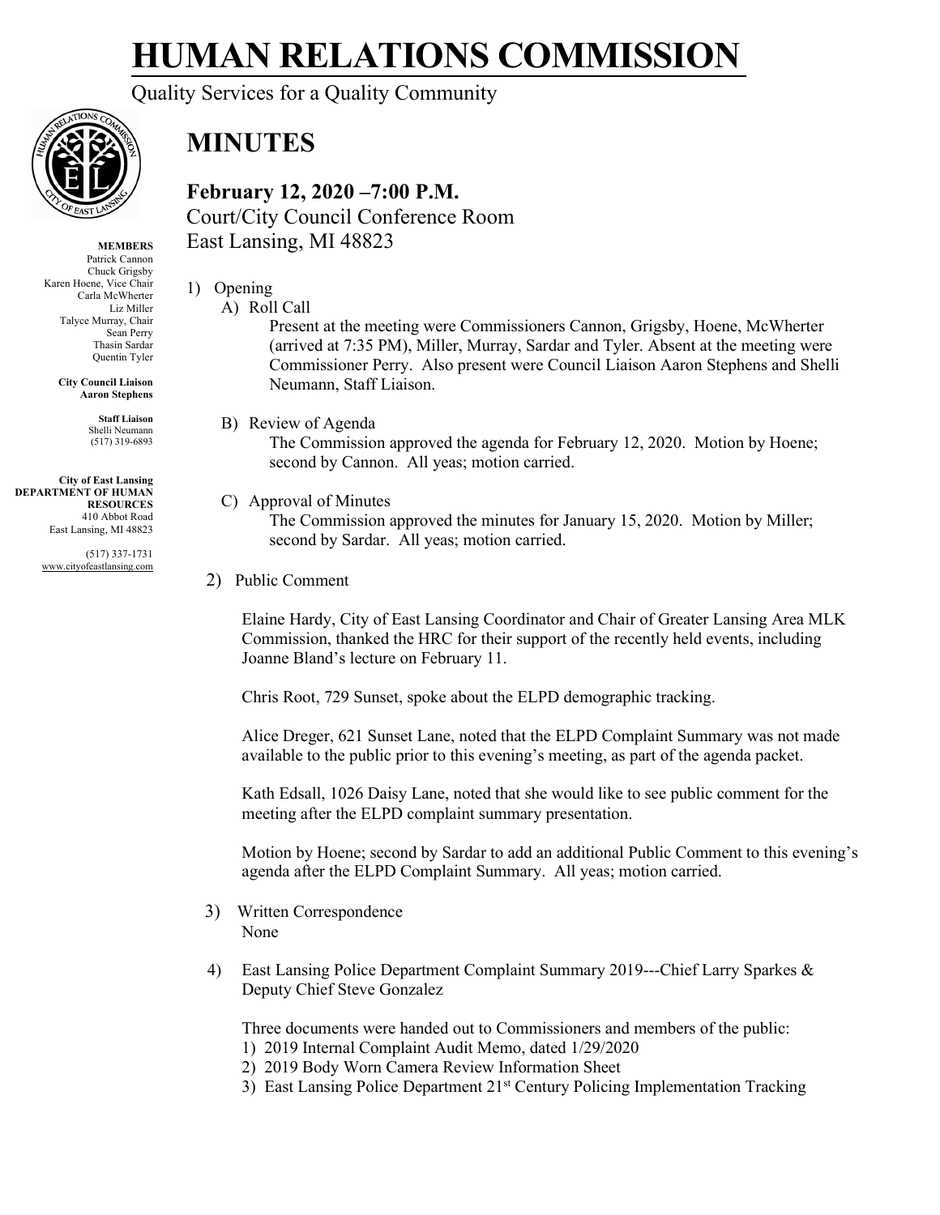# HUMAN RELATIONS COMMISSION

Quality Services for a Quality Community

**MEMBERS**
Patrick Cannon
Chuck Grigsby
Karen Hoene, Vice Chair
Carla McWherter
Liz Miller
Talyce Murray, Chair
Sean Perry
Thasin Sardar
Quentin Tyler

**City Council Liaison**
**Aaron Stephens**

**Staff Liaison**
Shelli Neumann
(517) 319-6893

**City of East Lansing**
**DEPARTMENT OF HUMAN RESOURCES**
410 Abbot Road
East Lansing, MI 48823

(517) 337-1731
www.cityofeastlansing.com

# MINUTES

**February 12, 2020 –7:00 P.M.**
Court/City Council Conference Room
East Lansing, MI 48823

1) Opening

A) Roll Call

Present at the meeting were Commissioners Cannon, Grigsby, Hoene, McWherter (arrived at 7:35 PM), Miller, Murray, Sardar and Tyler. Absent at the meeting were Commissioner Perry. Also present were Council Liaison Aaron Stephens and Shelli Neumann, Staff Liaison.

B) Review of Agenda

The Commission approved the agenda for February 12, 2020. Motion by Hoene; second by Cannon. All yeas; motion carried.

C) Approval of Minutes

The Commission approved the minutes for January 15, 2020. Motion by Miller; second by Sardar. All yeas; motion carried.

2) Public Comment

Elaine Hardy, City of East Lansing Coordinator and Chair of Greater Lansing Area MLK Commission, thanked the HRC for their support of the recently held events, including Joanne Bland's lecture on February 11.

Chris Root, 729 Sunset, spoke about the ELPD demographic tracking.

Alice Dreger, 621 Sunset Lane, noted that the ELPD Complaint Summary was not made available to the public prior to this evening's meeting, as part of the agenda packet.

Kath Edsall, 1026 Daisy Lane, noted that she would like to see public comment for the meeting after the ELPD complaint summary presentation.

Motion by Hoene; second by Sardar to add an additional Public Comment to this evening's agenda after the ELPD Complaint Summary. All yeas; motion carried.

3) Written Correspondence

None

4) East Lansing Police Department Complaint Summary 2019---Chief Larry Sparkes & Deputy Chief Steve Gonzalez

Three documents were handed out to Commissioners and members of the public:

1) 2019 Internal Complaint Audit Memo, dated 1/29/2020
2) 2019 Body Worn Camera Review Information Sheet
3) East Lansing Police Department 21st Century Policing Implementation Tracking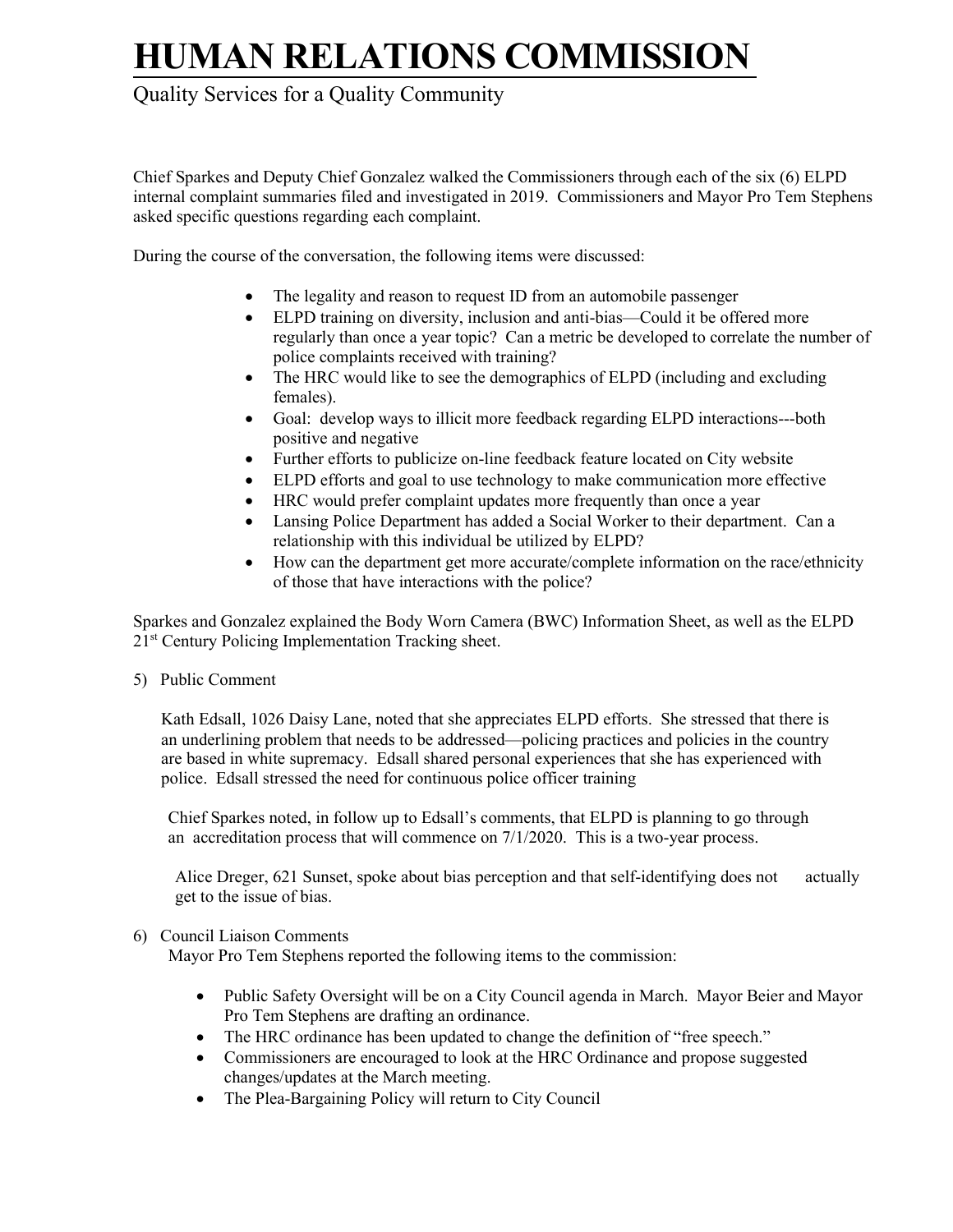# HUMAN RELATIONS COMMISSION

Quality Services for a Quality Community

Chief Sparkes and Deputy Chief Gonzalez walked the Commissioners through each of the six (6) ELPD internal complaint summaries filed and investigated in 2019. Commissioners and Mayor Pro Tem Stephens asked specific questions regarding each complaint.

During the course of the conversation, the following items were discussed:

- The legality and reason to request ID from an automobile passenger
- ELPD training on diversity, inclusion and anti-bias—Could it be offered more regularly than once a year topic? Can a metric be developed to correlate the number of police complaints received with training?
- The HRC would like to see the demographics of ELPD (including and excluding females).
- Goal: develop ways to illicit more feedback regarding ELPD interactions---both positive and negative
- Further efforts to publicize on-line feedback feature located on City website
- ELPD efforts and goal to use technology to make communication more effective
- HRC would prefer complaint updates more frequently than once a year
- Lansing Police Department has added a Social Worker to their department. Can a relationship with this individual be utilized by ELPD?
- How can the department get more accurate/complete information on the race/ethnicity of those that have interactions with the police?

Sparkes and Gonzalez explained the Body Worn Camera (BWC) Information Sheet, as well as the ELPD 21st Century Policing Implementation Tracking sheet.

5) Public Comment

Kath Edsall, 1026 Daisy Lane, noted that she appreciates ELPD efforts. She stressed that there is an underlining problem that needs to be addressed—policing practices and policies in the country are based in white supremacy. Edsall shared personal experiences that she has experienced with police. Edsall stressed the need for continuous police officer training

Chief Sparkes noted, in follow up to Edsall's comments, that ELPD is planning to go through an accreditation process that will commence on 7/1/2020. This is a two-year process.

Alice Dreger, 621 Sunset, spoke about bias perception and that self-identifying does not actually get to the issue of bias.

6) Council Liaison Comments

Mayor Pro Tem Stephens reported the following items to the commission:

- Public Safety Oversight will be on a City Council agenda in March. Mayor Beier and Mayor Pro Tem Stephens are drafting an ordinance.
- The HRC ordinance has been updated to change the definition of "free speech."
- Commissioners are encouraged to look at the HRC Ordinance and propose suggested changes/updates at the March meeting.
- The Plea-Bargaining Policy will return to City Council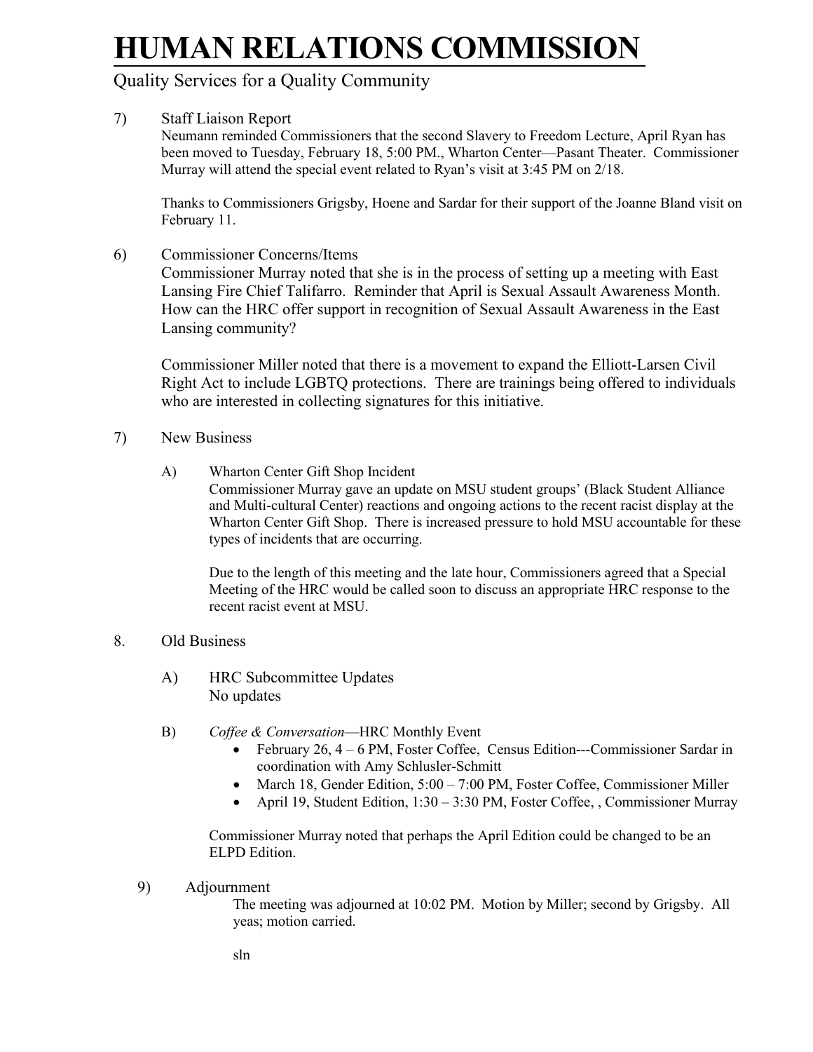# HUMAN RELATIONS COMMISSION

Quality Services for a Quality Community

7) Staff Liaison Report

Neumann reminded Commissioners that the second Slavery to Freedom Lecture, April Ryan has been moved to Tuesday, February 18, 5:00 PM., Wharton Center—Pasant Theater. Commissioner Murray will attend the special event related to Ryan's visit at 3:45 PM on 2/18.

Thanks to Commissioners Grigsby, Hoene and Sardar for their support of the Joanne Bland visit on February 11.

6) Commissioner Concerns/Items

Commissioner Murray noted that she is in the process of setting up a meeting with East Lansing Fire Chief Talifarro. Reminder that April is Sexual Assault Awareness Month. How can the HRC offer support in recognition of Sexual Assault Awareness in the East Lansing community?

Commissioner Miller noted that there is a movement to expand the Elliott-Larsen Civil Right Act to include LGBTQ protections. There are trainings being offered to individuals who are interested in collecting signatures for this initiative.

7) New Business

A) Wharton Center Gift Shop Incident

Commissioner Murray gave an update on MSU student groups' (Black Student Alliance and Multi-cultural Center) reactions and ongoing actions to the recent racist display at the Wharton Center Gift Shop. There is increased pressure to hold MSU accountable for these types of incidents that are occurring.

Due to the length of this meeting and the late hour, Commissioners agreed that a Special Meeting of the HRC would be called soon to discuss an appropriate HRC response to the recent racist event at MSU.

8. Old Business

A) HRC Subcommittee Updates
No updates

B) *Coffee & Conversation*—HRC Monthly Event

- February 26, 4 – 6 PM, Foster Coffee, Census Edition---Commissioner Sardar in coordination with Amy Schlusler-Schmitt
- March 18, Gender Edition, 5:00 – 7:00 PM, Foster Coffee, Commissioner Miller
- April 19, Student Edition, 1:30 – 3:30 PM, Foster Coffee, , Commissioner Murray

Commissioner Murray noted that perhaps the April Edition could be changed to be an ELPD Edition.

9) Adjournment

The meeting was adjourned at 10:02 PM. Motion by Miller; second by Grigsby. All yeas; motion carried.

sln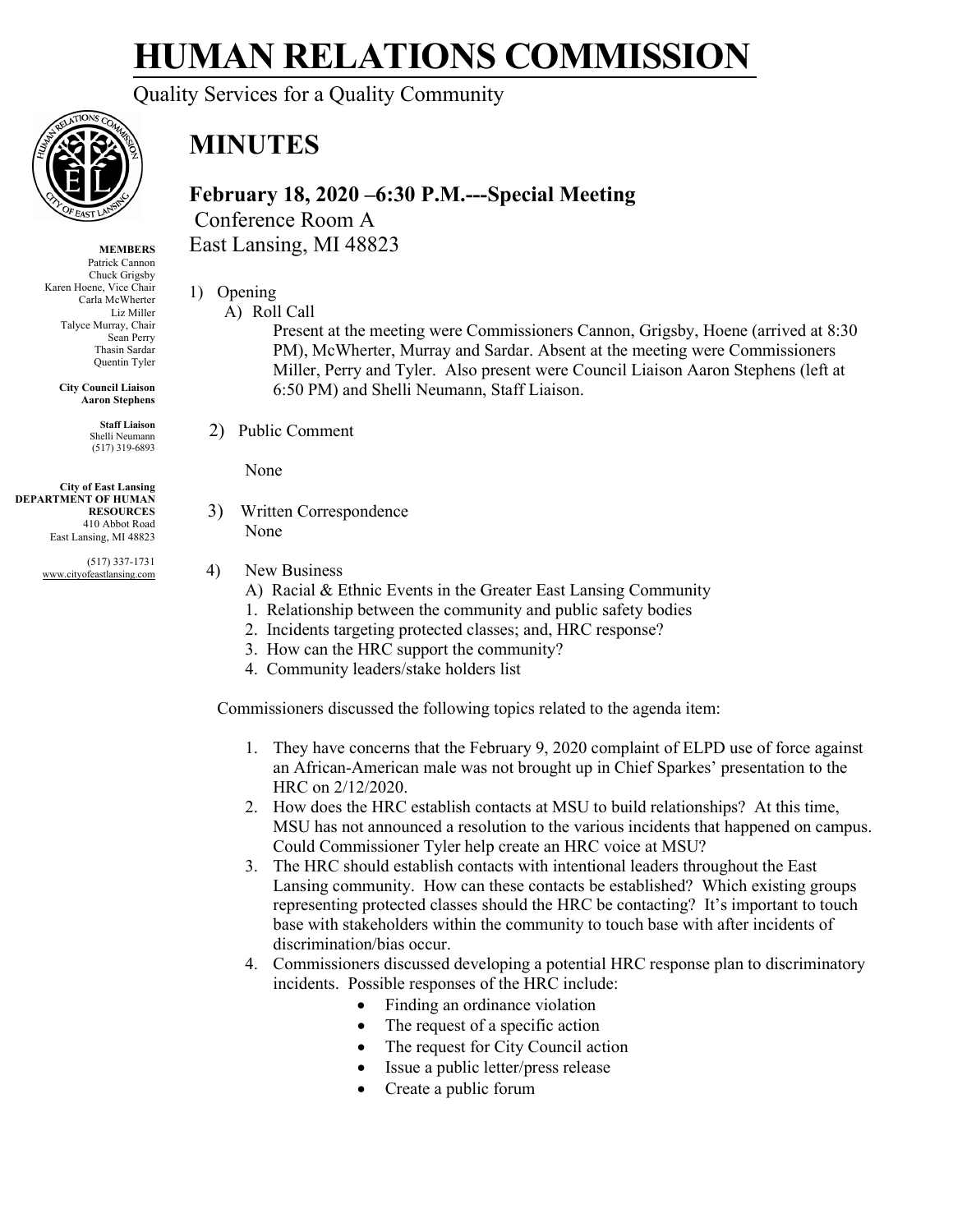# HUMAN RELATIONS COMMISSION

Quality Services for a Quality Community

**MEMBERS**
Patrick Cannon
Chuck Grigsby
Karen Hoene, Vice Chair
Carla McWherter
Liz Miller
Talyce Murray, Chair
Sean Perry
Thasin Sardar
Quentin Tyler

**City Council Liaison**
**Aaron Stephens**

**Staff Liaison**
Shelli Neumann
(517) 319-6893

**City of East Lansing**
**DEPARTMENT OF HUMAN RESOURCES**
410 Abbot Road
East Lansing, MI 48823

(517) 337-1731
www.cityofeastlansing.com

# MINUTES

## February 18, 2020 –6:30 P.M.---Special Meeting

Conference Room A
East Lansing, MI 48823

1) Opening
   A) Roll Call

      Present at the meeting were Commissioners Cannon, Grigsby, Hoene (arrived at 8:30 PM), McWherter, Murray and Sardar. Absent at the meeting were Commissioners Miller, Perry and Tyler. Also present were Council Liaison Aaron Stephens (left at 6:50 PM) and Shelli Neumann, Staff Liaison.

2) Public Comment

   None

3) Written Correspondence
   None

4) New Business
   A) Racial & Ethnic Events in the Greater East Lansing Community
   1. Relationship between the community and public safety bodies
   2. Incidents targeting protected classes; and, HRC response?
   3. How can the HRC support the community?
   4. Community leaders/stake holders list

Commissioners discussed the following topics related to the agenda item:

1. They have concerns that the February 9, 2020 complaint of ELPD use of force against an African-American male was not brought up in Chief Sparkes' presentation to the HRC on 2/12/2020.
2. How does the HRC establish contacts at MSU to build relationships? At this time, MSU has not announced a resolution to the various incidents that happened on campus. Could Commissioner Tyler help create an HRC voice at MSU?
3. The HRC should establish contacts with intentional leaders throughout the East Lansing community. How can these contacts be established? Which existing groups representing protected classes should the HRC be contacting? It's important to touch base with stakeholders within the community to touch base with after incidents of discrimination/bias occur.
4. Commissioners discussed developing a potential HRC response plan to discriminatory incidents. Possible responses of the HRC include:
   - Finding an ordinance violation
   - The request of a specific action
   - The request for City Council action
   - Issue a public letter/press release
   - Create a public forum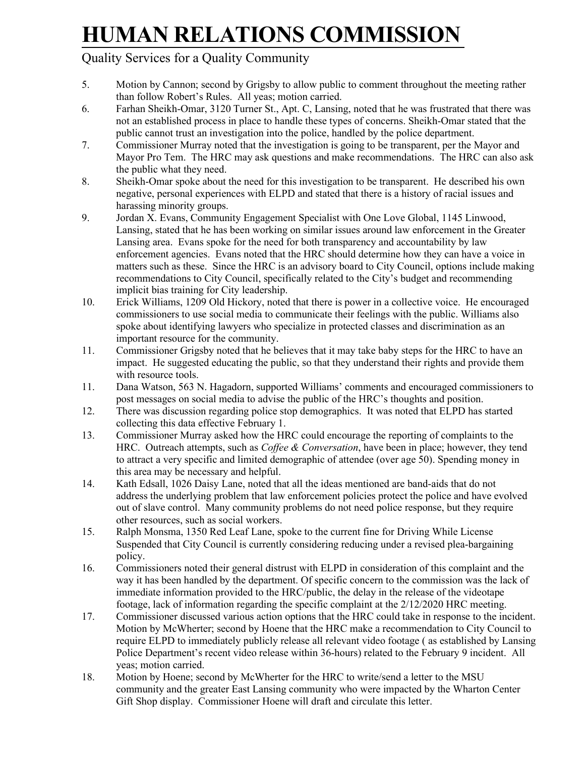5. Motion by Cannon; second by Grigsby to allow public to comment throughout the meeting rather than follow Robert's Rules. All yeas; motion carried.
6. Farhan Sheikh-Omar, 3120 Turner St., Apt. C, Lansing, noted that he was frustrated that there was not an established process in place to handle these types of concerns. Sheikh-Omar stated that the public cannot trust an investigation into the police, handled by the police department.
7. Commissioner Murray noted that the investigation is going to be transparent, per the Mayor and Mayor Pro Tem. The HRC may ask questions and make recommendations. The HRC can also ask the public what they need.
8. Sheikh-Omar spoke about the need for this investigation to be transparent. He described his own negative, personal experiences with ELPD and stated that there is a history of racial issues and harassing minority groups.
9. Jordan X. Evans, Community Engagement Specialist with One Love Global, 1145 Linwood, Lansing, stated that he has been working on similar issues around law enforcement in the Greater Lansing area. Evans spoke for the need for both transparency and accountability by law enforcement agencies. Evans noted that the HRC should determine how they can have a voice in matters such as these. Since the HRC is an advisory board to City Council, options include making recommendations to City Council, specifically related to the City's budget and recommending implicit bias training for City leadership.
10. Erick Williams, 1209 Old Hickory, noted that there is power in a collective voice. He encouraged commissioners to use social media to communicate their feelings with the public. Williams also spoke about identifying lawyers who specialize in protected classes and discrimination as an important resource for the community.
11. Commissioner Grigsby noted that he believes that it may take baby steps for the HRC to have an impact. He suggested educating the public, so that they understand their rights and provide them with resource tools.
11. Dana Watson, 563 N. Hagadorn, supported Williams' comments and encouraged commissioners to post messages on social media to advise the public of the HRC's thoughts and position.
12. There was discussion regarding police stop demographics. It was noted that ELPD has started collecting this data effective February 1.
13. Commissioner Murray asked how the HRC could encourage the reporting of complaints to the HRC. Outreach attempts, such as *Coffee & Conversation*, have been in place; however, they tend to attract a very specific and limited demographic of attendee (over age 50). Spending money in this area may be necessary and helpful.
14. Kath Edsall, 1026 Daisy Lane, noted that all the ideas mentioned are band-aids that do not address the underlying problem that law enforcement policies protect the police and have evolved out of slave control. Many community problems do not need police response, but they require other resources, such as social workers.
15. Ralph Monsma, 1350 Red Leaf Lane, spoke to the current fine for Driving While License Suspended that City Council is currently considering reducing under a revised plea-bargaining policy.
16. Commissioners noted their general distrust with ELPD in consideration of this complaint and the way it has been handled by the department. Of specific concern to the commission was the lack of immediate information provided to the HRC/public, the delay in the release of the videotape footage, lack of information regarding the specific complaint at the 2/12/2020 HRC meeting.
17. Commissioner discussed various action options that the HRC could take in response to the incident. Motion by McWherter; second by Hoene that the HRC make a recommendation to City Council to require ELPD to immediately publicly release all relevant video footage ( as established by Lansing Police Department's recent video release within 36-hours) related to the February 9 incident. All yeas; motion carried.
18. Motion by Hoene; second by McWherter for the HRC to write/send a letter to the MSU community and the greater East Lansing community who were impacted by the Wharton Center Gift Shop display. Commissioner Hoene will draft and circulate this letter.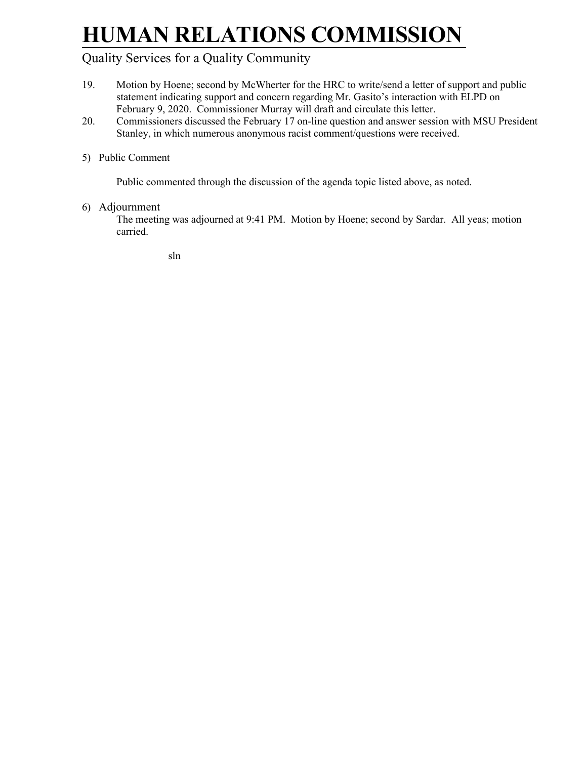# HUMAN RELATIONS COMMISSION

Quality Services for a Quality Community

19. Motion by Hoene; second by McWherter for the HRC to write/send a letter of support and public statement indicating support and concern regarding Mr. Gasito's interaction with ELPD on February 9, 2020. Commissioner Murray will draft and circulate this letter.
20. Commissioners discussed the February 17 on-line question and answer session with MSU President Stanley, in which numerous anonymous racist comment/questions were received.

5) Public Comment

Public commented through the discussion of the agenda topic listed above, as noted.

6) Adjournment

The meeting was adjourned at 9:41 PM. Motion by Hoene; second by Sardar. All yeas; motion carried.

sln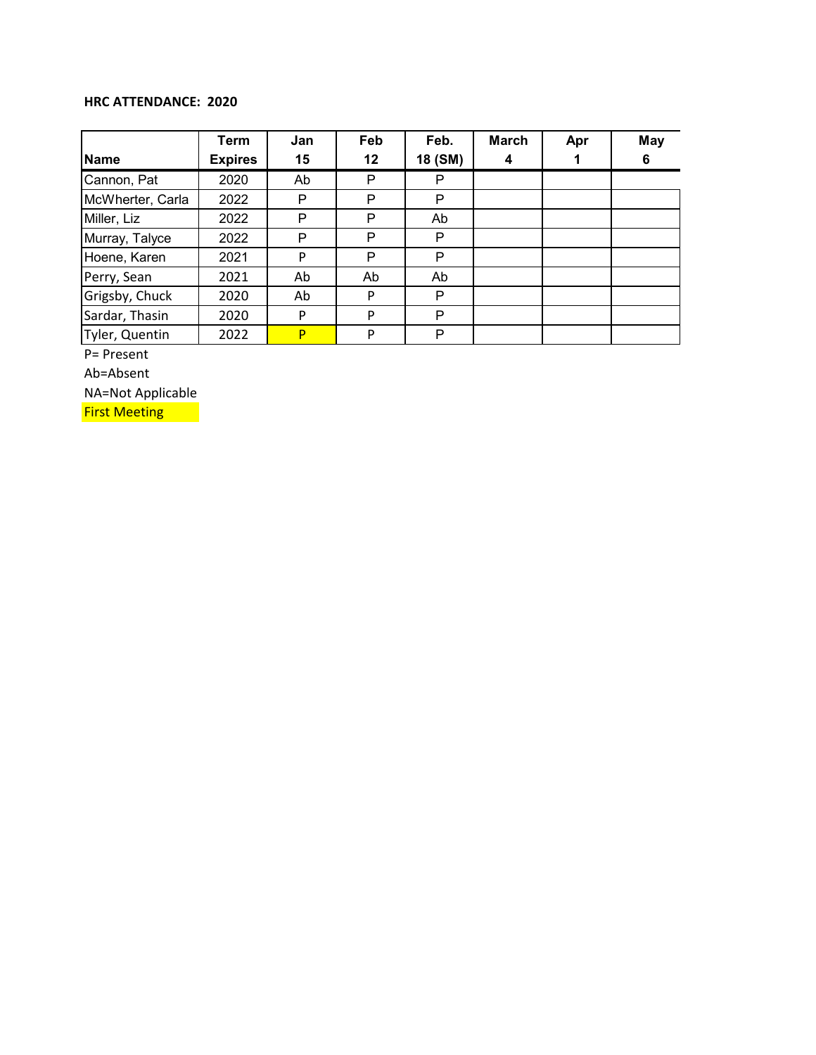**HRC ATTENDANCE: 2020**

| Name | Term Expires | Jan 15 | Feb 12 | Feb. 18 (SM) | March 4 | Apr 1 | May 6 |
|---|---|---|---|---|---|---|---|
| Cannon, Pat | 2020 | Ab | P | P | | | |
| McWherter, Carla | 2022 | P | P | P | | | |
| Miller, Liz | 2022 | P | P | Ab | | | |
| Murray, Talyce | 2022 | P | P | P | | | |
| Hoene, Karen | 2021 | P | P | P | | | |
| Perry, Sean | 2021 | Ab | Ab | Ab | | | |
| Grigsby, Chuck | 2020 | Ab | P | P | | | |
| Sardar, Thasin | 2020 | P | P | P | | | |
| Tyler, Quentin | 2022 | P | P | P | | | |

P= Present

Ab=Absent

NA=Not Applicable

First Meeting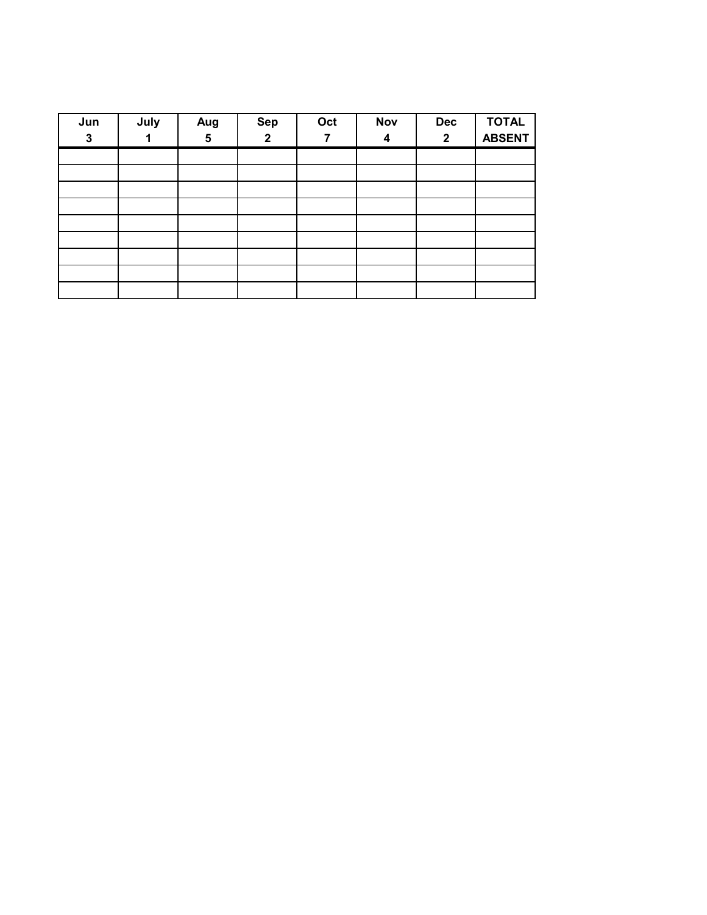| Jun 3 | July 1 | Aug 5 | Sep 2 | Oct 7 | Nov 4 | Dec 2 | TOTAL ABSENT |
|---|---|---|---|---|---|---|---|
| | | | | | | | |
| | | | | | | | |
| | | | | | | | |
| | | | | | | | |
| | | | | | | | |
| | | | | | | | |
| | | | | | | | |
| | | | | | | | |
| | | | | | | | |